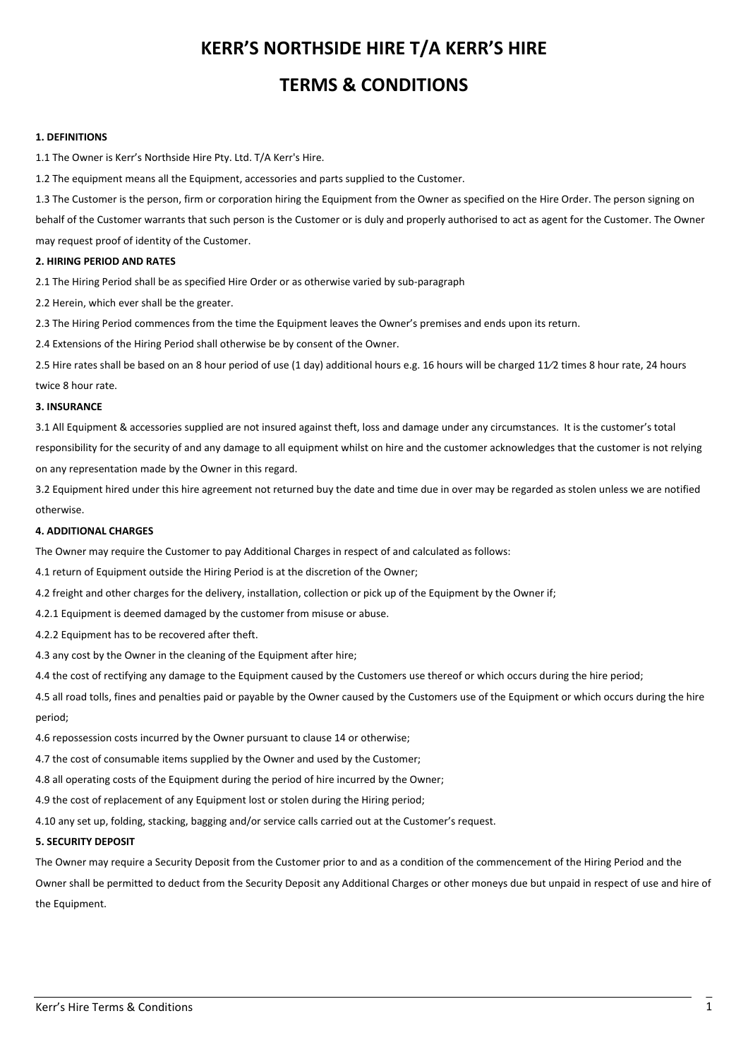# KERR'S NORTHSIDE HIRE T/A KERR'S HIRE

# TERMS & CONDITIONS

**1. DEFINITIONS**

1.1 The Owner is Kerr's Northside Hire Pty. Ltd. T/A Kerr's Hire.

1.2 The equipment means all the Equipment, accessories and parts supplied to the Customer.

1.3 The Customer is the person, firm or corporation hiring the Equipment from the Owner as specified on the Hire Order. The person signing on behalf of the Customer warrants that such person is the Customer or is duly and properly authorised to act as agent for the Customer. The Owner may request proof of identity of the Customer.

**2. HIRING PERIOD AND RATES**

2.1 The Hiring Period shall be as specified Hire Order or as otherwise varied by sub-paragraph

2.2 Herein, which ever shall be the greater.

2.3 The Hiring Period commences from the time the Equipment leaves the Owner's premises and ends upon its return.

2.4 Extensions of the Hiring Period shall otherwise be by consent of the Owner.

2.5 Hire rates shall be based on an 8 hour period of use (1 day) additional hours e.g. 16 hours will be charged 1½ times 8 hour rate, 24 hours twice 8 hour rate.

**3. INSURANCE**

3.1 All Equipment & accessories supplied are not insured against theft, loss and damage under any circumstances. It is the customer's total responsibility for the security of and any damage to all equipment whilst on hire and the customer acknowledges that the customer is not relying on any representation made by the Owner in this regard.

3.2 Equipment hired under this hire agreement not returned buy the date and time due in over may be regarded as stolen unless we are notified otherwise.

**4. ADDITIONAL CHARGES**

The Owner may require the Customer to pay Additional Charges in respect of and calculated as follows:

4.1 return of Equipment outside the Hiring Period is at the discretion of the Owner;

4.2 freight and other charges for the delivery, installation, collection or pick up of the Equipment by the Owner if;

4.2.1 Equipment is deemed damaged by the customer from misuse or abuse.

4.2.2 Equipment has to be recovered after theft.

4.3 any cost by the Owner in the cleaning of the Equipment after hire;

4.4 the cost of rectifying any damage to the Equipment caused by the Customers use thereof or which occurs during the hire period;

4.5 all road tolls, fines and penalties paid or payable by the Owner caused by the Customers use of the Equipment or which occurs during the hire period;

4.6 repossession costs incurred by the Owner pursuant to clause 14 or otherwise;

4.7 the cost of consumable items supplied by the Owner and used by the Customer;

4.8 all operating costs of the Equipment during the period of hire incurred by the Owner;

4.9 the cost of replacement of any Equipment lost or stolen during the Hiring period;

4.10 any set up, folding, stacking, bagging and/or service calls carried out at the Customer's request.

**5. SECURITY DEPOSIT**

The Owner may require a Security Deposit from the Customer prior to and as a condition of the commencement of the Hiring Period and the Owner shall be permitted to deduct from the Security Deposit any Additional Charges or other moneys due but unpaid in respect of use and hire of the Equipment.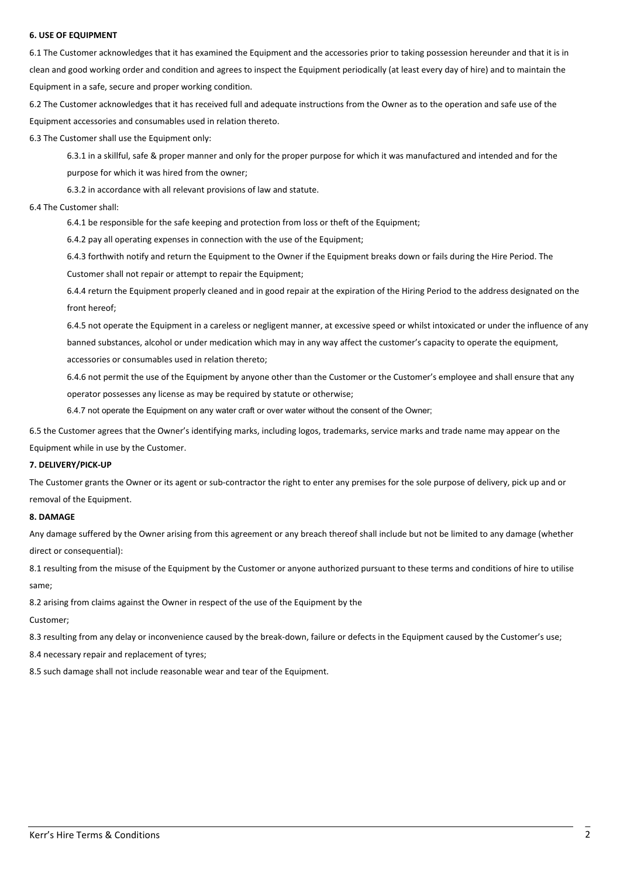**6. USE OF EQUIPMENT**

6.1 The Customer acknowledges that it has examined the Equipment and the accessories prior to taking possession hereunder and that it is in clean and good working order and condition and agrees to inspect the Equipment periodically (at least every day of hire) and to maintain the Equipment in a safe, secure and proper working condition.

6.2 The Customer acknowledges that it has received full and adequate instructions from the Owner as to the operation and safe use of the Equipment accessories and consumables used in relation thereto.

6.3 The Customer shall use the Equipment only:

6.3.1 in a skillful, safe & proper manner and only for the proper purpose for which it was manufactured and intended and for the purpose for which it was hired from the owner;

6.3.2 in accordance with all relevant provisions of law and statute.

6.4 The Customer shall:

6.4.1 be responsible for the safe keeping and protection from loss or theft of the Equipment;

6.4.2 pay all operating expenses in connection with the use of the Equipment;

6.4.3 forthwith notify and return the Equipment to the Owner if the Equipment breaks down or fails during the Hire Period. The Customer shall not repair or attempt to repair the Equipment;

6.4.4 return the Equipment properly cleaned and in good repair at the expiration of the Hiring Period to the address designated on the front hereof;

6.4.5 not operate the Equipment in a careless or negligent manner, at excessive speed or whilst intoxicated or under the influence of any banned substances, alcohol or under medication which may in any way affect the customer's capacity to operate the equipment, accessories or consumables used in relation thereto;

6.4.6 not permit the use of the Equipment by anyone other than the Customer or the Customer's employee and shall ensure that any operator possesses any license as may be required by statute or otherwise;

6.4.7 not operate the Equipment on any water craft or over water without the consent of the Owner;

6.5 the Customer agrees that the Owner's identifying marks, including logos, trademarks, service marks and trade name may appear on the Equipment while in use by the Customer.

**7. DELIVERY/PICK-UP**

The Customer grants the Owner or its agent or sub-contractor the right to enter any premises for the sole purpose of delivery, pick up and or removal of the Equipment.

**8. DAMAGE**

Any damage suffered by the Owner arising from this agreement or any breach thereof shall include but not be limited to any damage (whether direct or consequential):

8.1 resulting from the misuse of the Equipment by the Customer or anyone authorized pursuant to these terms and conditions of hire to utilise same;

8.2 arising from claims against the Owner in respect of the use of the Equipment by the Customer;

8.3 resulting from any delay or inconvenience caused by the break-down, failure or defects in the Equipment caused by the Customer's use;

8.4 necessary repair and replacement of tyres;

8.5 such damage shall not include reasonable wear and tear of the Equipment.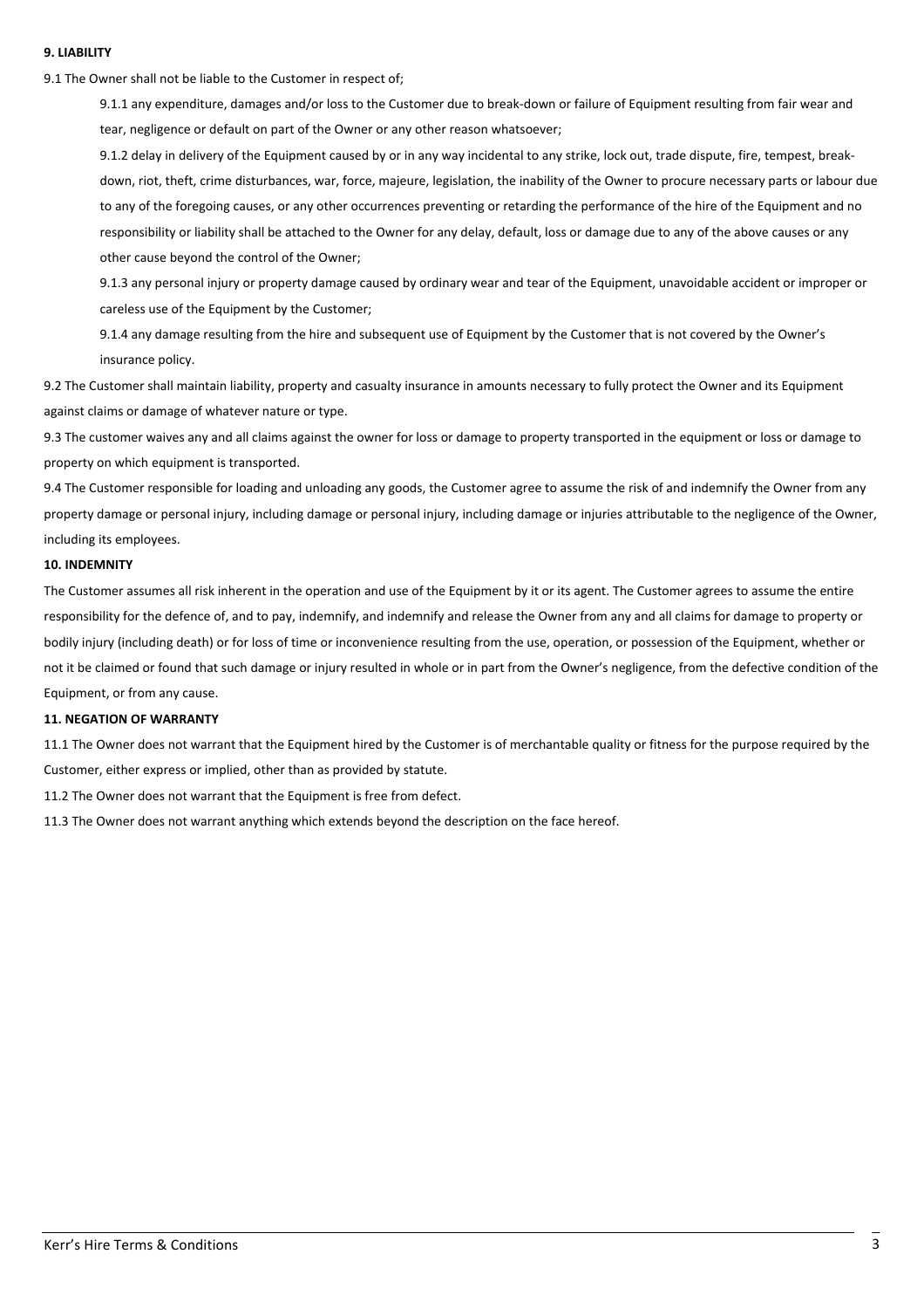**9. LIABILITY**

9.1 The Owner shall not be liable to the Customer in respect of;

9.1.1 any expenditure, damages and/or loss to the Customer due to break-down or failure of Equipment resulting from fair wear and tear, negligence or default on part of the Owner or any other reason whatsoever;

9.1.2 delay in delivery of the Equipment caused by or in any way incidental to any strike, lock out, trade dispute, fire, tempest, break-down, riot, theft, crime disturbances, war, force, majeure, legislation, the inability of the Owner to procure necessary parts or labour due to any of the foregoing causes, or any other occurrences preventing or retarding the performance of the hire of the Equipment and no responsibility or liability shall be attached to the Owner for any delay, default, loss or damage due to any of the above causes or any other cause beyond the control of the Owner;

9.1.3 any personal injury or property damage caused by ordinary wear and tear of the Equipment, unavoidable accident or improper or careless use of the Equipment by the Customer;

9.1.4 any damage resulting from the hire and subsequent use of Equipment by the Customer that is not covered by the Owner's insurance policy.

9.2 The Customer shall maintain liability, property and casualty insurance in amounts necessary to fully protect the Owner and its Equipment against claims or damage of whatever nature or type.

9.3 The customer waives any and all claims against the owner for loss or damage to property transported in the equipment or loss or damage to property on which equipment is transported.

9.4 The Customer responsible for loading and unloading any goods, the Customer agree to assume the risk of and indemnify the Owner from any property damage or personal injury, including damage or personal injury, including damage or injuries attributable to the negligence of the Owner, including its employees.

**10. INDEMNITY**

The Customer assumes all risk inherent in the operation and use of the Equipment by it or its agent. The Customer agrees to assume the entire responsibility for the defence of, and to pay, indemnify, and indemnify and release the Owner from any and all claims for damage to property or bodily injury (including death) or for loss of time or inconvenience resulting from the use, operation, or possession of the Equipment, whether or not it be claimed or found that such damage or injury resulted in whole or in part from the Owner's negligence, from the defective condition of the Equipment, or from any cause.

**11. NEGATION OF WARRANTY**

11.1 The Owner does not warrant that the Equipment hired by the Customer is of merchantable quality or fitness for the purpose required by the Customer, either express or implied, other than as provided by statute.

11.2 The Owner does not warrant that the Equipment is free from defect.

11.3 The Owner does not warrant anything which extends beyond the description on the face hereof.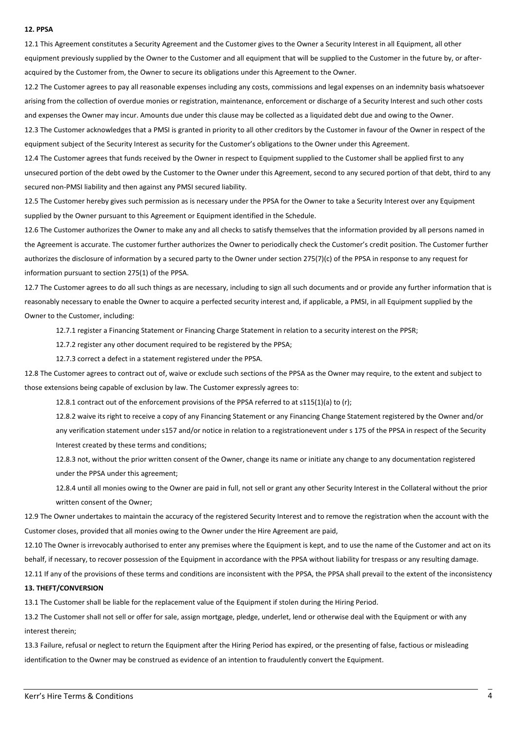**12. PPSA**

12.1 This Agreement constitutes a Security Agreement and the Customer gives to the Owner a Security Interest in all Equipment, all other equipment previously supplied by the Owner to the Customer and all equipment that will be supplied to the Customer in the future by, or after-acquired by the Customer from, the Owner to secure its obligations under this Agreement to the Owner.

12.2 The Customer agrees to pay all reasonable expenses including any costs, commissions and legal expenses on an indemnity basis whatsoever arising from the collection of overdue monies or registration, maintenance, enforcement or discharge of a Security Interest and such other costs and expenses the Owner may incur. Amounts due under this clause may be collected as a liquidated debt due and owing to the Owner.

12.3 The Customer acknowledges that a PMSI is granted in priority to all other creditors by the Customer in favour of the Owner in respect of the equipment subject of the Security Interest as security for the Customer's obligations to the Owner under this Agreement.

12.4 The Customer agrees that funds received by the Owner in respect to Equipment supplied to the Customer shall be applied first to any unsecured portion of the debt owed by the Customer to the Owner under this Agreement, second to any secured portion of that debt, third to any secured non-PMSI liability and then against any PMSI secured liability.

12.5 The Customer hereby gives such permission as is necessary under the PPSA for the Owner to take a Security Interest over any Equipment supplied by the Owner pursuant to this Agreement or Equipment identified in the Schedule.

12.6 The Customer authorizes the Owner to make any and all checks to satisfy themselves that the information provided by all persons named in the Agreement is accurate. The customer further authorizes the Owner to periodically check the Customer's credit position. The Customer further authorizes the disclosure of information by a secured party to the Owner under section 275(7)(c) of the PPSA in response to any request for information pursuant to section 275(1) of the PPSA.

12.7 The Customer agrees to do all such things as are necessary, including to sign all such documents and or provide any further information that is reasonably necessary to enable the Owner to acquire a perfected security interest and, if applicable, a PMSI, in all Equipment supplied by the Owner to the Customer, including:

12.7.1 register a Financing Statement or Financing Charge Statement in relation to a security interest on the PPSR;

12.7.2 register any other document required to be registered by the PPSA;

12.7.3 correct a defect in a statement registered under the PPSA.

12.8 The Customer agrees to contract out of, waive or exclude such sections of the PPSA as the Owner may require, to the extent and subject to those extensions being capable of exclusion by law. The Customer expressly agrees to:

12.8.1 contract out of the enforcement provisions of the PPSA referred to at s115(1)(a) to (r);

12.8.2 waive its right to receive a copy of any Financing Statement or any Financing Change Statement registered by the Owner and/or any verification statement under s157 and/or notice in relation to a registrationevent under s 175 of the PPSA in respect of the Security Interest created by these terms and conditions;

12.8.3 not, without the prior written consent of the Owner, change its name or initiate any change to any documentation registered under the PPSA under this agreement;

12.8.4 until all monies owing to the Owner are paid in full, not sell or grant any other Security Interest in the Collateral without the prior written consent of the Owner;

12.9 The Owner undertakes to maintain the accuracy of the registered Security Interest and to remove the registration when the account with the Customer closes, provided that all monies owing to the Owner under the Hire Agreement are paid,

12.10 The Owner is irrevocably authorised to enter any premises where the Equipment is kept, and to use the name of the Customer and act on its behalf, if necessary, to recover possession of the Equipment in accordance with the PPSA without liability for trespass or any resulting damage.

12.11 If any of the provisions of these terms and conditions are inconsistent with the PPSA, the PPSA shall prevail to the extent of the inconsistency

**13. THEFT/CONVERSION**

13.1 The Customer shall be liable for the replacement value of the Equipment if stolen during the Hiring Period.

13.2 The Customer shall not sell or offer for sale, assign mortgage, pledge, underlet, lend or otherwise deal with the Equipment or with any interest therein;

13.3 Failure, refusal or neglect to return the Equipment after the Hiring Period has expired, or the presenting of false, factious or misleading identification to the Owner may be construed as evidence of an intention to fraudulently convert the Equipment.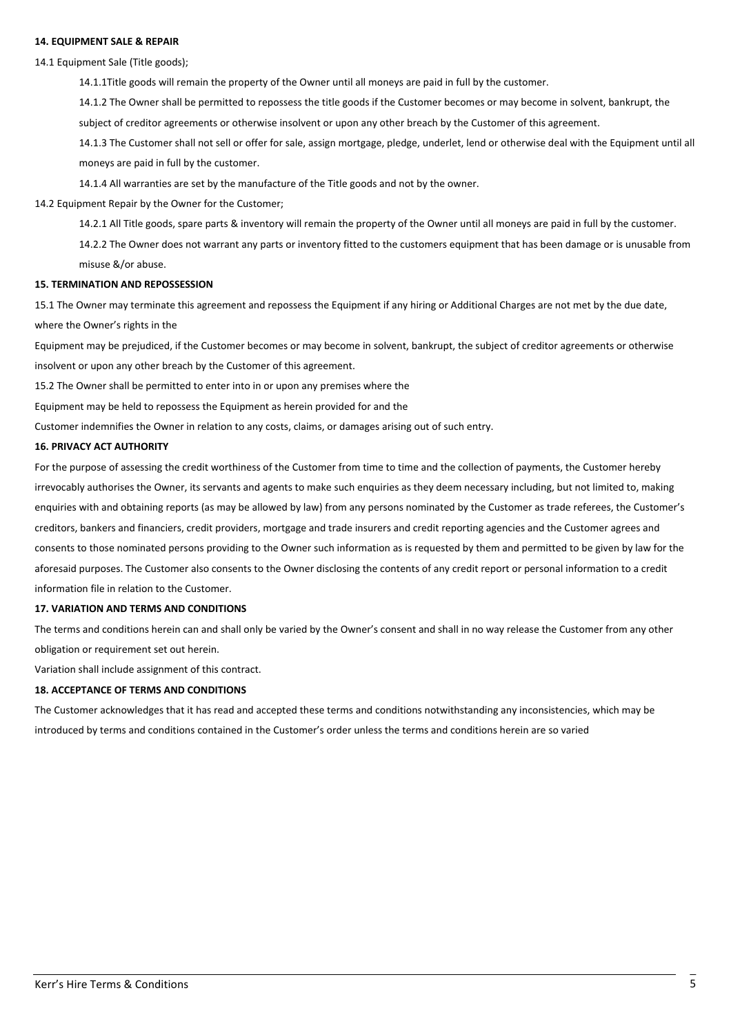**14. EQUIPMENT SALE & REPAIR**

14.1 Equipment Sale (Title goods);

14.1.1Title goods will remain the property of the Owner until all moneys are paid in full by the customer.

14.1.2 The Owner shall be permitted to repossess the title goods if the Customer becomes or may become in solvent, bankrupt, the subject of creditor agreements or otherwise insolvent or upon any other breach by the Customer of this agreement.

14.1.3 The Customer shall not sell or offer for sale, assign mortgage, pledge, underlet, lend or otherwise deal with the Equipment until all moneys are paid in full by the customer.

14.1.4 All warranties are set by the manufacture of the Title goods and not by the owner.

14.2 Equipment Repair by the Owner for the Customer;

14.2.1 All Title goods, spare parts & inventory will remain the property of the Owner until all moneys are paid in full by the customer.

14.2.2 The Owner does not warrant any parts or inventory fitted to the customers equipment that has been damage or is unusable from misuse &/or abuse.

**15. TERMINATION AND REPOSSESSION**

15.1 The Owner may terminate this agreement and repossess the Equipment if any hiring or Additional Charges are not met by the due date, where the Owner's rights in the Equipment may be prejudiced, if the Customer becomes or may become in solvent, bankrupt, the subject of creditor agreements or otherwise insolvent or upon any other breach by the Customer of this agreement.

15.2 The Owner shall be permitted to enter into in or upon any premises where the Equipment may be held to repossess the Equipment as herein provided for and the Customer indemnifies the Owner in relation to any costs, claims, or damages arising out of such entry.

**16. PRIVACY ACT AUTHORITY**

For the purpose of assessing the credit worthiness of the Customer from time to time and the collection of payments, the Customer hereby irrevocably authorises the Owner, its servants and agents to make such enquiries as they deem necessary including, but not limited to, making enquiries with and obtaining reports (as may be allowed by law) from any persons nominated by the Customer as trade referees, the Customer's creditors, bankers and financiers, credit providers, mortgage and trade insurers and credit reporting agencies and the Customer agrees and consents to those nominated persons providing to the Owner such information as is requested by them and permitted to be given by law for the aforesaid purposes. The Customer also consents to the Owner disclosing the contents of any credit report or personal information to a credit information file in relation to the Customer.

**17. VARIATION AND TERMS AND CONDITIONS**

The terms and conditions herein can and shall only be varied by the Owner's consent and shall in no way release the Customer from any other obligation or requirement set out herein.

Variation shall include assignment of this contract.

**18. ACCEPTANCE OF TERMS AND CONDITIONS**

The Customer acknowledges that it has read and accepted these terms and conditions notwithstanding any inconsistencies, which may be introduced by terms and conditions contained in the Customer's order unless the terms and conditions herein are so varied